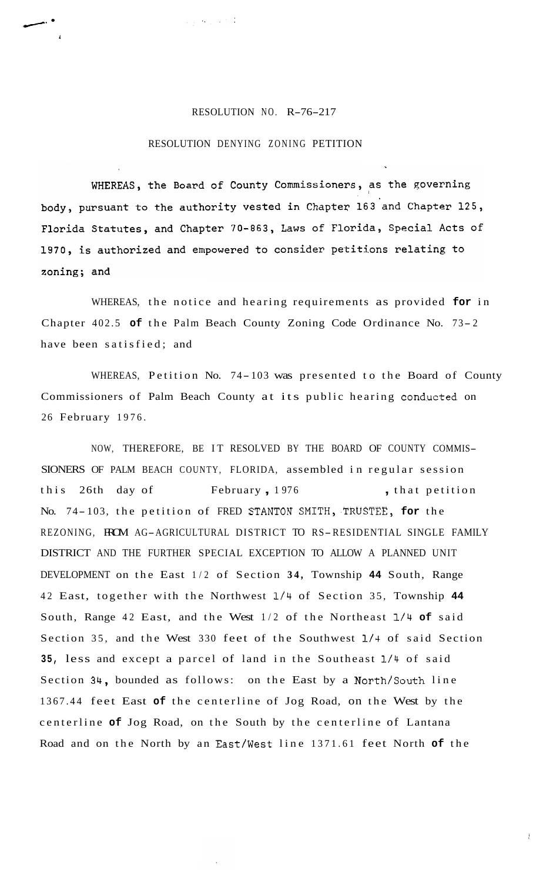RESOLUTION NO. R-76-217

RESOLUTION DENYING ZONING PETITION

WHEREAS, the Board of County Commissioners, as the governing body, pursuant to the authority vested in Chapter 163 and Chapter 125, Florida Statutes, and Chapter 70-863, Laws of Florida, Special Acts of 1970, is authorized and empowered to consider petitions relating to zoning; and

WHEREAS, the notice and hearing requirements as provided for in Chapter 402.5 of the Palm Beach County Zoning Code Ordinance No. 73-2 have been satisfied; and

WHEREAS, Petition No. 74-103 was presented to the Board of County Commissioners of Palm Beach County at its public hearing conducted on 26 February 1976.

NOW, THEREFORE, BE IT RESOLVED BY THE BOARD OF COUNTY COMMISSIONERS OF PALM BEACH COUNTY, FLORIDA, assembled in regular session this 26th day of February, 1976, that petition No. 74-103, the petition of FRED STANTON SMITH, TRUSTEE, for the REZONING, FROM AG-AGRICULTURAL DISTRICT TO RS-RESIDENTIAL SINGLE FAMILY DISTRICT AND THE FURTHER SPECIAL EXCEPTION TO ALLOW A PLANNED UNIT DEVELOPMENT on the East 1/2 of Section 34, Township 44 South, Range 42 East, together with the Northwest 1/4 of Section 35, Township 44 South, Range 42 East, and the West 1/2 of the Northeast 1/4 of said Section 35, and the West 330 feet of the Southwest 1/4 of said Section 35, less and except a parcel of land in the Southeast 1/4 of said Section 34, bounded as follows: on the East by a North/South line 1367.44 feet East of the centerline of Jog Road, on the West by the centerline of Jog Road, on the South by the centerline of Lantana Road and on the North by an East/West line 1371.61 feet North of the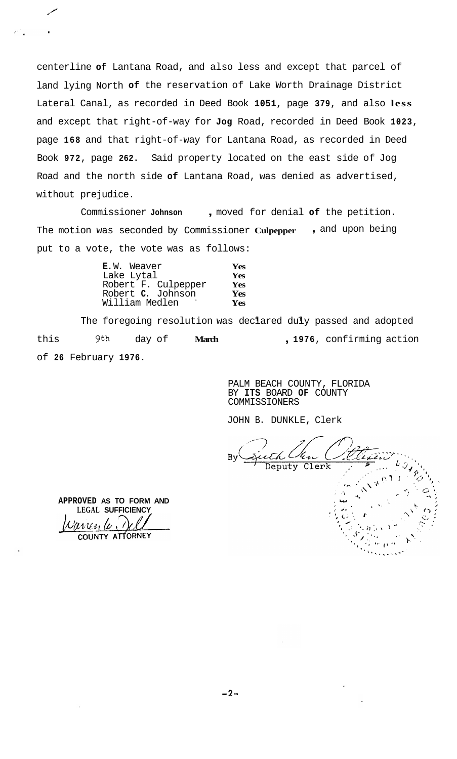centerline of Lantana Road, and also less and except that parcel of land lying North of the reservation of Lake Worth Drainage District Lateral Canal, as recorded in Deed Book 1051, page 379, and also less and except that right-of-way for Jog Road, recorded in Deed Book 1023, page 168 and that right-of-way for Lantana Road, as recorded in Deed Book 972, page 262. Said property located on the east side of Jog Road and the north side of Lantana Road, was denied as advertised, without prejudice.

Commissioner Johnson, moved for denial of the petition. The motion was seconded by Commissioner Culpepper, and upon being put to a vote, the vote was as follows:

| | |
|---|---|
| E.W. Weaver | Yes |
| Lake Lytal | Yes |
| Robert F. Culpepper | Yes |
| Robert C. Johnson | Yes |
| William Medlen | Yes |

The foregoing resolution was declared duly passed and adopted this 9th day of March, 1976, confirming action of 26 February 1976.

PALM BEACH COUNTY, FLORIDA
BY ITS BOARD OF COUNTY COMMISSIONERS

JOHN B. DUNKLE, Clerk

By _______________
Deputy Clerk

APPROVED AS TO FORM AND LEGAL SUFFICIENCY

_______________
COUNTY ATTORNEY